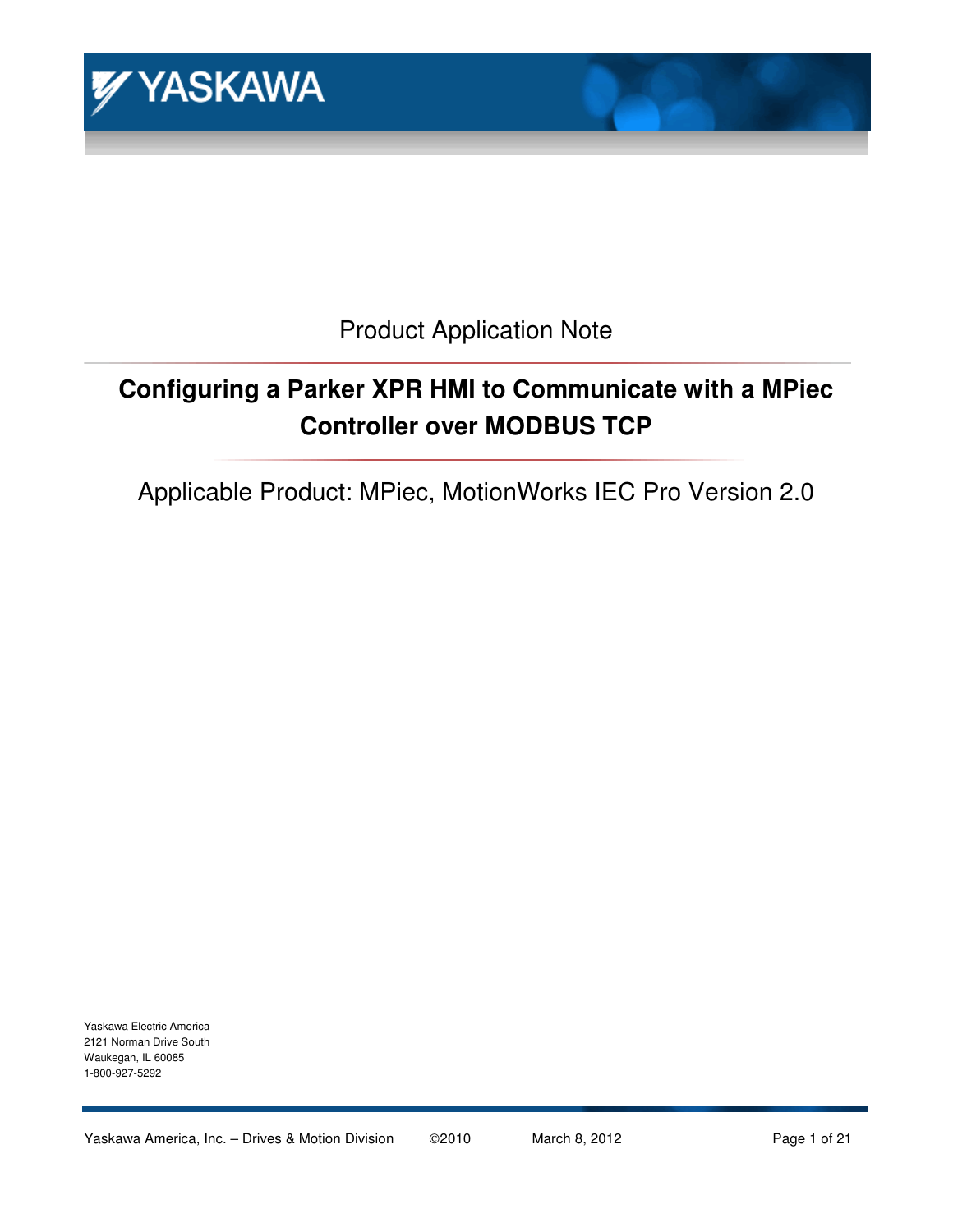Product Application Note

# Configuring a Parker XPR HMI to Communicate with a MPiec Controller over MODBUS TCP

Applicable Product: MPiec, MotionWorks IEC Pro Version 2.0

Yaskawa Electric America
2121 Norman Drive South
Waukegan, IL 60085
1-800-927-5292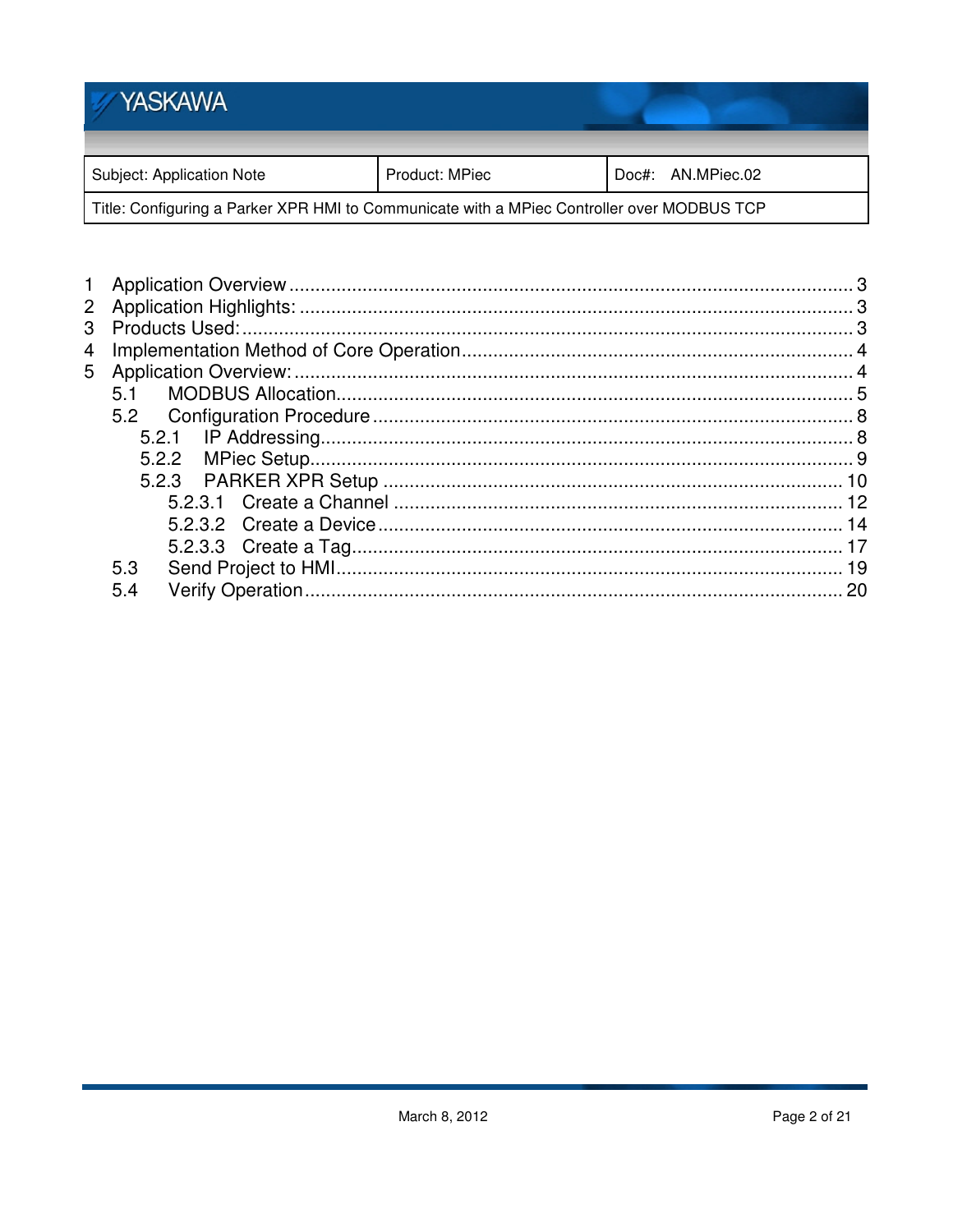| Subject: Application Note | Product: MPiec | Doc#: AN.MPiec.02 |
| --- | --- | --- |
| Title: Configuring a Parker XPR HMI to Communicate with a MPiec Controller over MODBUS TCP | | |

1 Application Overview ........................................................................................................ 3
2 Application Highlights: ...................................................................................................... 3
3 Products Used: ................................................................................................................. 3
4 Implementation Method of Core Operation ...................................................................... 4
5 Application Overview: ....................................................................................................... 4
  5.1 MODBUS Allocation ..................................................................................................... 5
  5.2 Configuration Procedure .............................................................................................. 8
    5.2.1 IP Addressing ......................................................................................................... 8
    5.2.2 MPiec Setup ........................................................................................................... 9
    5.2.3 PARKER XPR Setup ............................................................................................ 10
      5.2.3.1 Create a Channel ............................................................................................ 12
      5.2.3.2 Create a Device .............................................................................................. 14
      5.2.3.3 Create a Tag ................................................................................................... 17
  5.3 Send Project to HMI ................................................................................................... 19
  5.4 Verify Operation ......................................................................................................... 20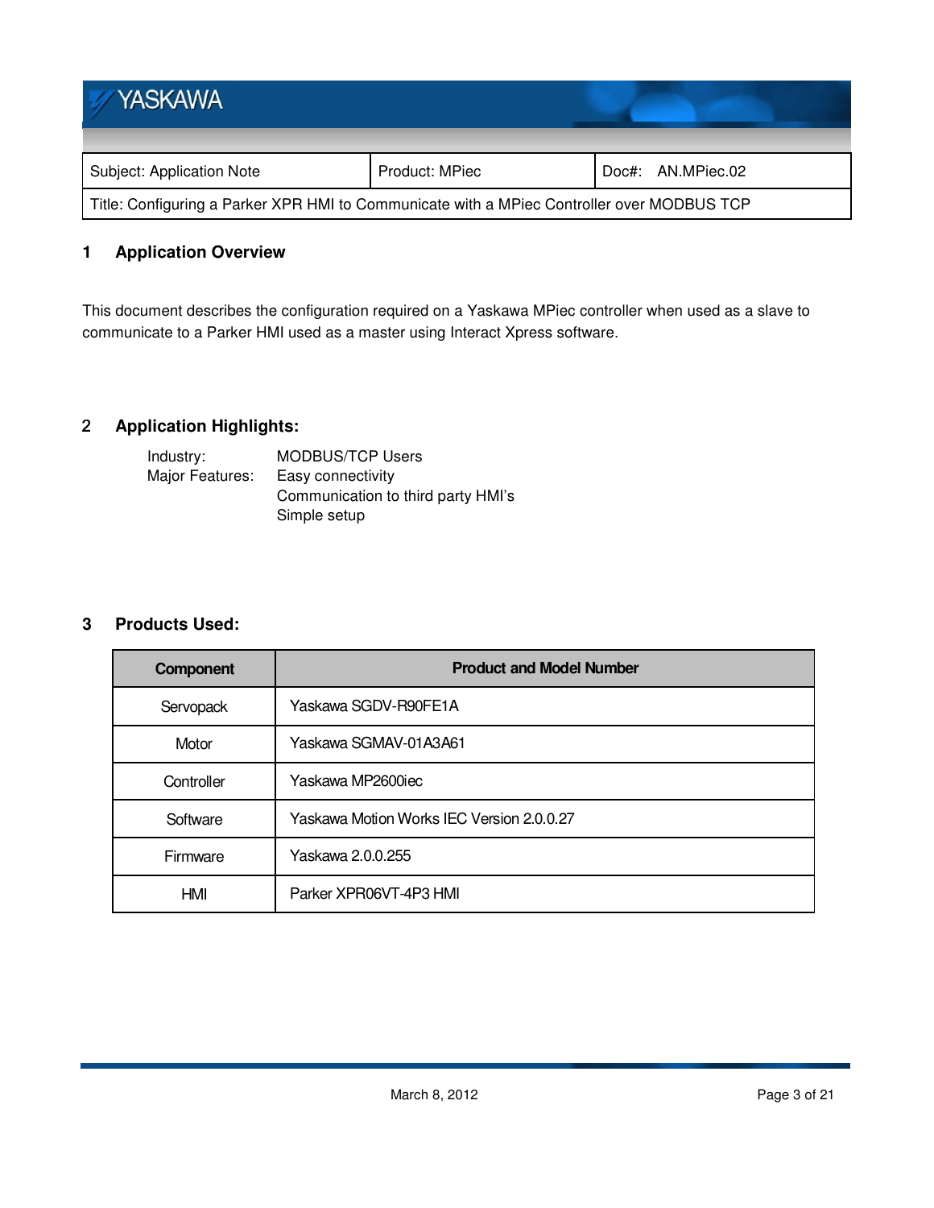| Subject: Application Note | Product: MPiec | Doc#: AN.MPiec.02 |
|---|---|---|
| Title: Configuring a Parker XPR HMI to Communicate with a MPiec Controller over MODBUS TCP | | |

## 1 Application Overview

This document describes the configuration required on a Yaskawa MPiec controller when used as a slave to communicate to a Parker HMI used as a master using Interact Xpress software.

## 2 Application Highlights:

Industry: MODBUS/TCP Users

Major Features: Easy connectivity
Communication to third party HMI's
Simple setup

## 3 Products Used:

| Component | Product and Model Number |
|---|---|
| Servopack | Yaskawa SGDV-R90FE1A |
| Motor | Yaskawa SGMAV-01A3A61 |
| Controller | Yaskawa MP2600iec |
| Software | Yaskawa Motion Works IEC Version 2.0.0.27 |
| Firmware | Yaskawa 2.0.0.255 |
| HMI | Parker XPR06VT-4P3 HMI |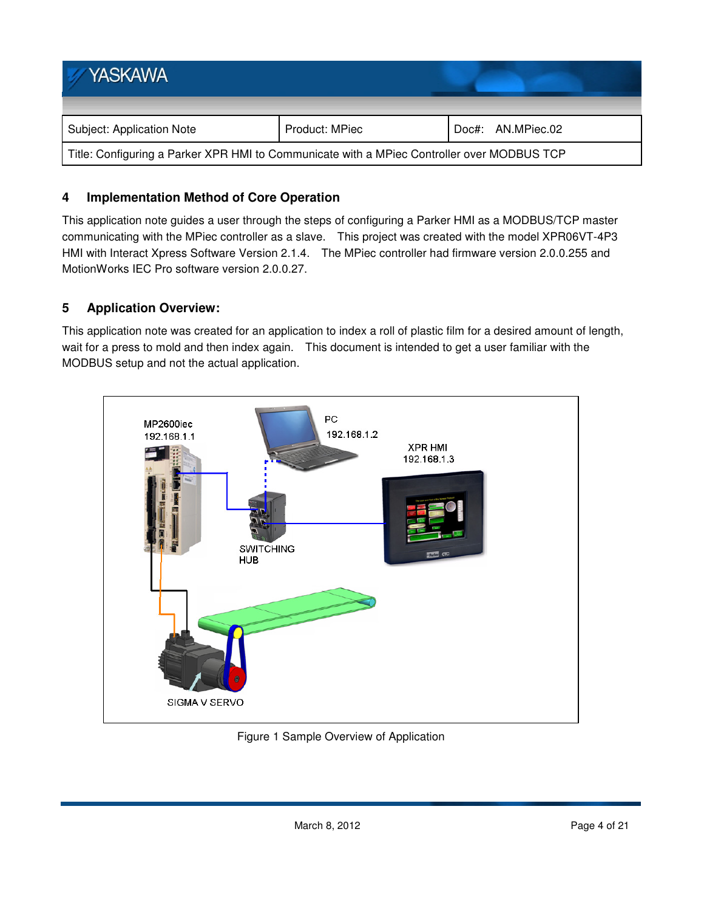## 4 Implementation Method of Core Operation

This application note guides a user through the steps of configuring a Parker HMI as a MODBUS/TCP master communicating with the MPiec controller as a slave. This project was created with the model XPR06VT-4P3 HMI with Interact Xpress Software Version 2.1.4. The MPiec controller had firmware version 2.0.0.255 and MotionWorks IEC Pro software version 2.0.0.27.

## 5 Application Overview:

This application note was created for an application to index a roll of plastic film for a desired amount of length, wait for a press to mold and then index again. This document is intended to get a user familiar with the MODBUS setup and not the actual application.

Figure 1 Sample Overview of Application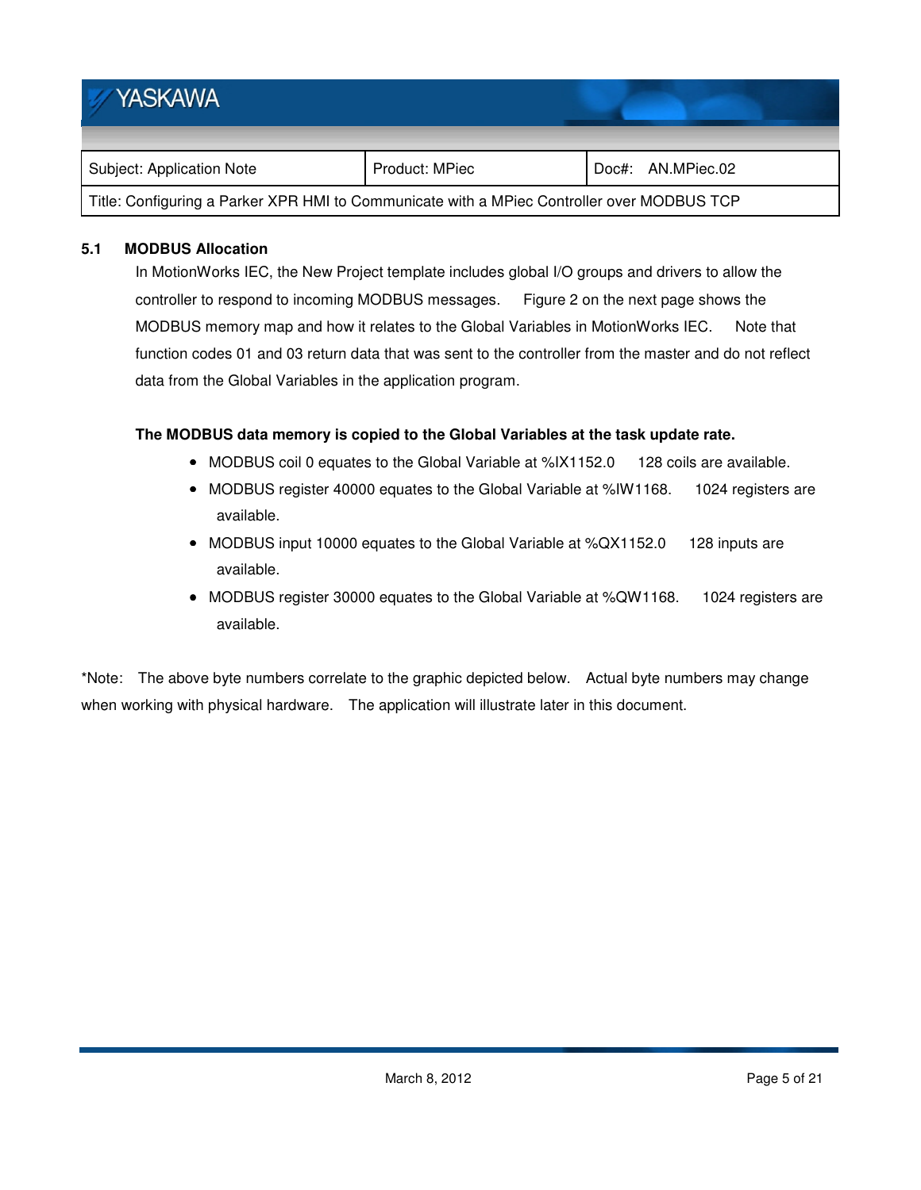### 5.1 MODBUS Allocation

In MotionWorks IEC, the New Project template includes global I/O groups and drivers to allow the controller to respond to incoming MODBUS messages. Figure 2 on the next page shows the MODBUS memory map and how it relates to the Global Variables in MotionWorks IEC. Note that function codes 01 and 03 return data that was sent to the controller from the master and do not reflect data from the Global Variables in the application program.

**The MODBUS data memory is copied to the Global Variables at the task update rate.**

- MODBUS coil 0 equates to the Global Variable at %IX1152.0 128 coils are available.
- MODBUS register 40000 equates to the Global Variable at %IW1168. 1024 registers are available.
- MODBUS input 10000 equates to the Global Variable at %QX1152.0 128 inputs are available.
- MODBUS register 30000 equates to the Global Variable at %QW1168. 1024 registers are available.

*Note: The above byte numbers correlate to the graphic depicted below. Actual byte numbers may change when working with physical hardware. The application will illustrate later in this document.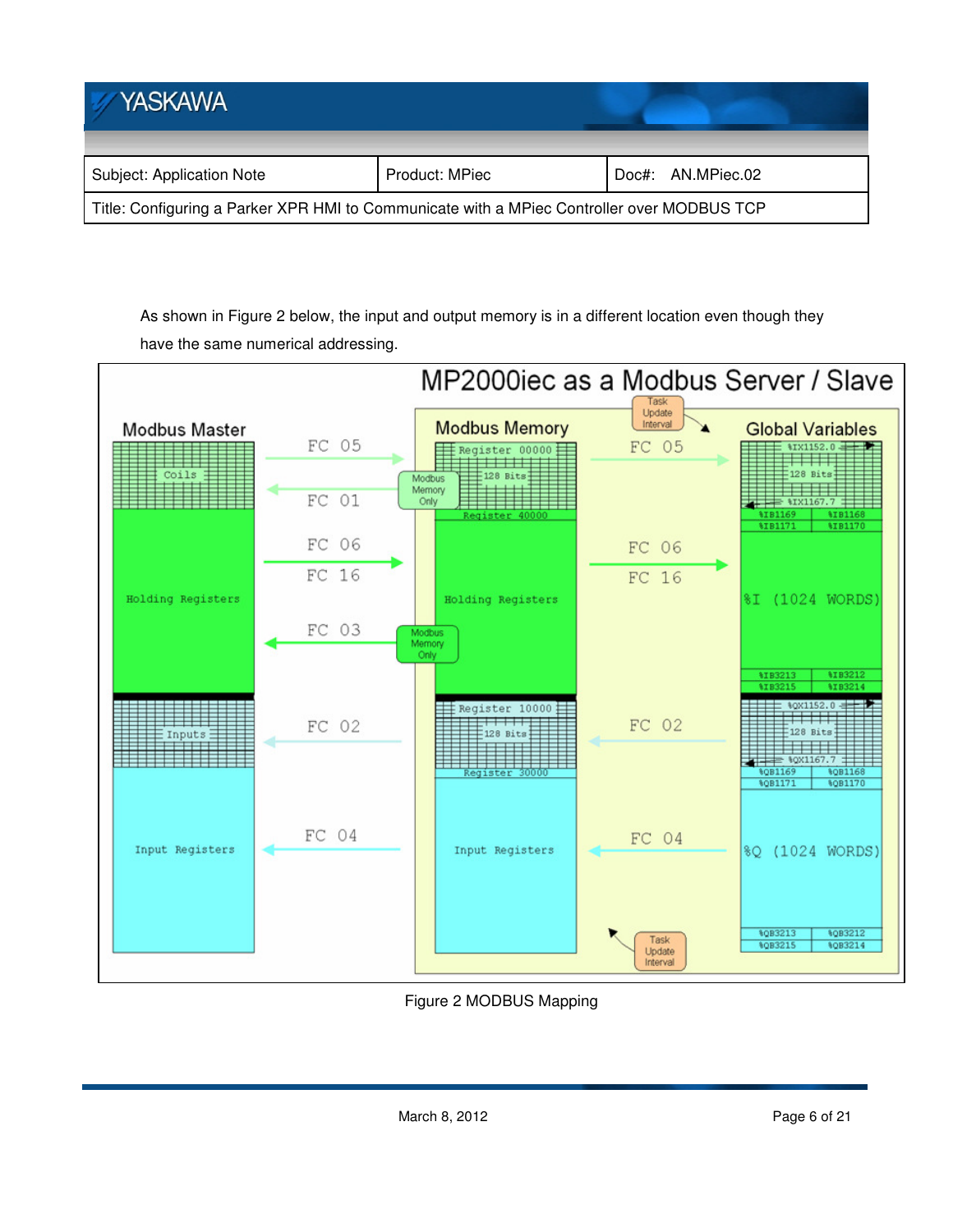As shown in Figure 2 below, the input and output memory is in a different location even though they have the same numerical addressing.

Figure 2 MODBUS Mapping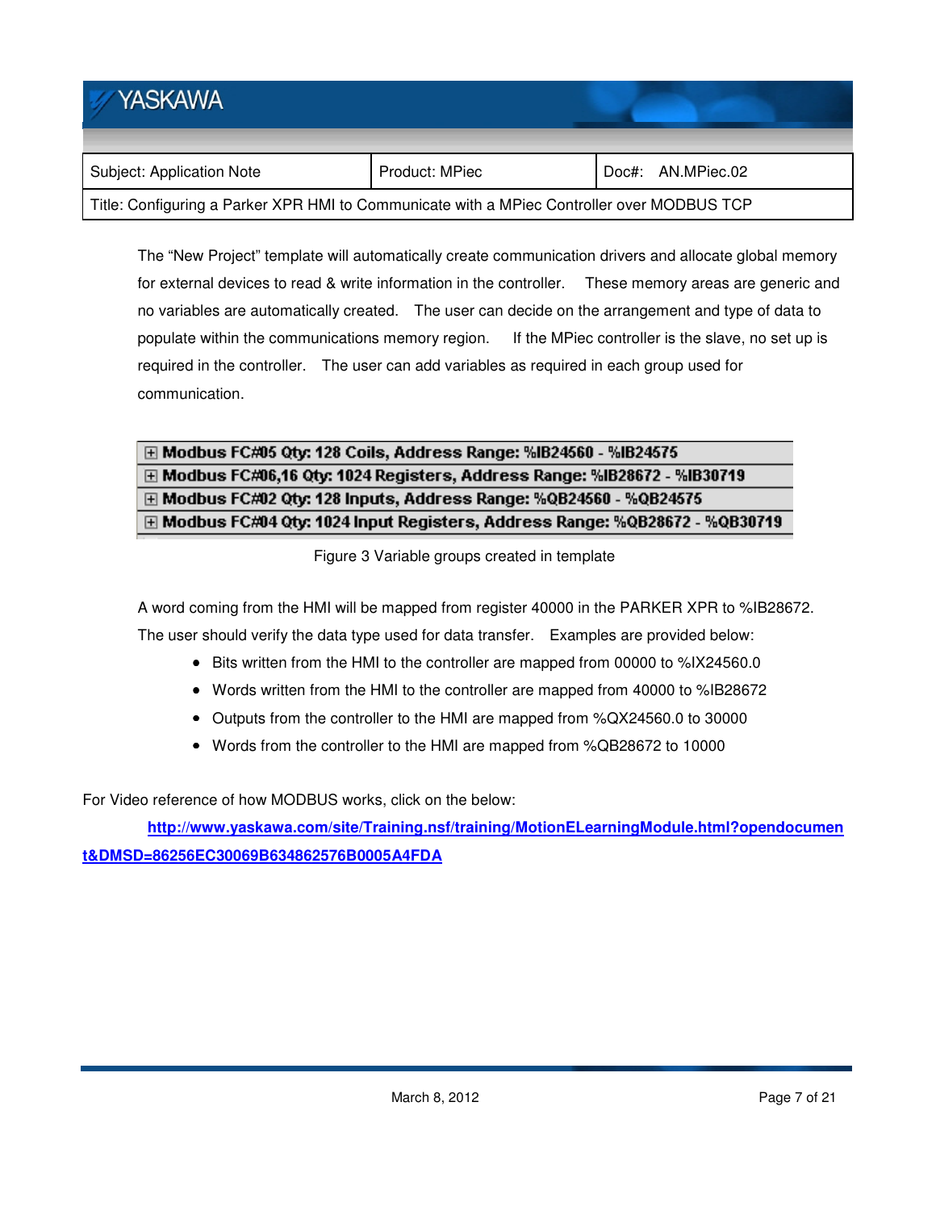The "New Project" template will automatically create communication drivers and allocate global memory for external devices to read & write information in the controller. These memory areas are generic and no variables are automatically created. The user can decide on the arrangement and type of data to populate within the communications memory region. If the MPiec controller is the slave, no set up is required in the controller. The user can add variables as required in each group used for communication.

| |
|---|
| ⊞ **Modbus FC#05 Qty: 128 Coils, Address Range: %IB24560 - %IB24575** |
| ⊞ **Modbus FC#06,16 Qty: 1024 Registers, Address Range: %IB28672 - %IB30719** |
| ⊞ **Modbus FC#02 Qty: 128 Inputs, Address Range: %QB24560 - %QB24575** |
| ⊞ **Modbus FC#04 Qty: 1024 Input Registers, Address Range: %QB28672 - %QB30719** |

Figure 3 Variable groups created in template

A word coming from the HMI will be mapped from register 40000 in the PARKER XPR to %IB28672. The user should verify the data type used for data transfer. Examples are provided below:

- Bits written from the HMI to the controller are mapped from 00000 to %IX24560.0
- Words written from the HMI to the controller are mapped from 40000 to %IB28672
- Outputs from the controller to the HMI are mapped from %QX24560.0 to 30000
- Words from the controller to the HMI are mapped from %QB28672 to 10000

For Video reference of how MODBUS works, click on the below:

**http://www.yaskawa.com/site/Training.nsf/training/MotionELearningModule.html?opendocument&DMSD=86256EC30069B634862576B0005A4FDA**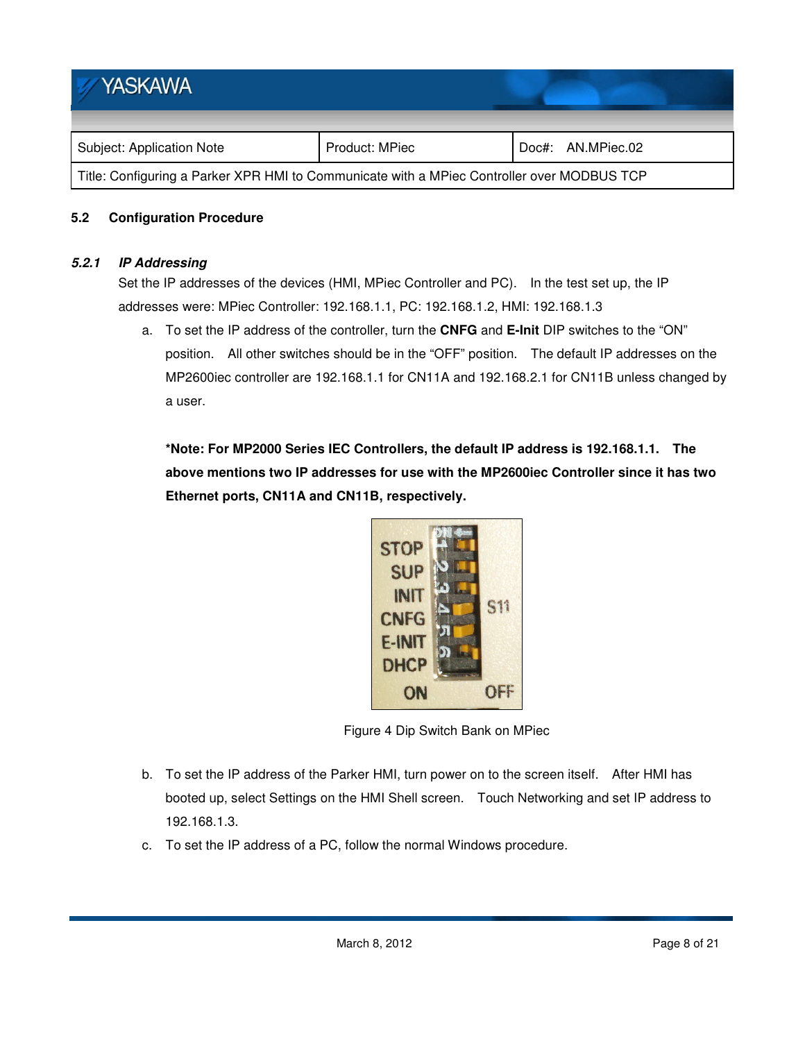## 5.2 Configuration Procedure

### *5.2.1 IP Addressing*

Set the IP addresses of the devices (HMI, MPiec Controller and PC). In the test set up, the IP addresses were: MPiec Controller: 192.168.1.1, PC: 192.168.1.2, HMI: 192.168.1.3

a. To set the IP address of the controller, turn the **CNFG** and **E-Init** DIP switches to the "ON" position. All other switches should be in the "OFF" position. The default IP addresses on the MP2600iec controller are 192.168.1.1 for CN11A and 192.168.2.1 for CN11B unless changed by a user.

   ***Note: For MP2000 Series IEC Controllers, the default IP address is 192.168.1.1. The above mentions two IP addresses for use with the MP2600iec Controller since it has two Ethernet ports, CN11A and CN11B, respectively.**

Figure 4 Dip Switch Bank on MPiec

b. To set the IP address of the Parker HMI, turn power on to the screen itself. After HMI has booted up, select Settings on the HMI Shell screen. Touch Networking and set IP address to 192.168.1.3.

c. To set the IP address of a PC, follow the normal Windows procedure.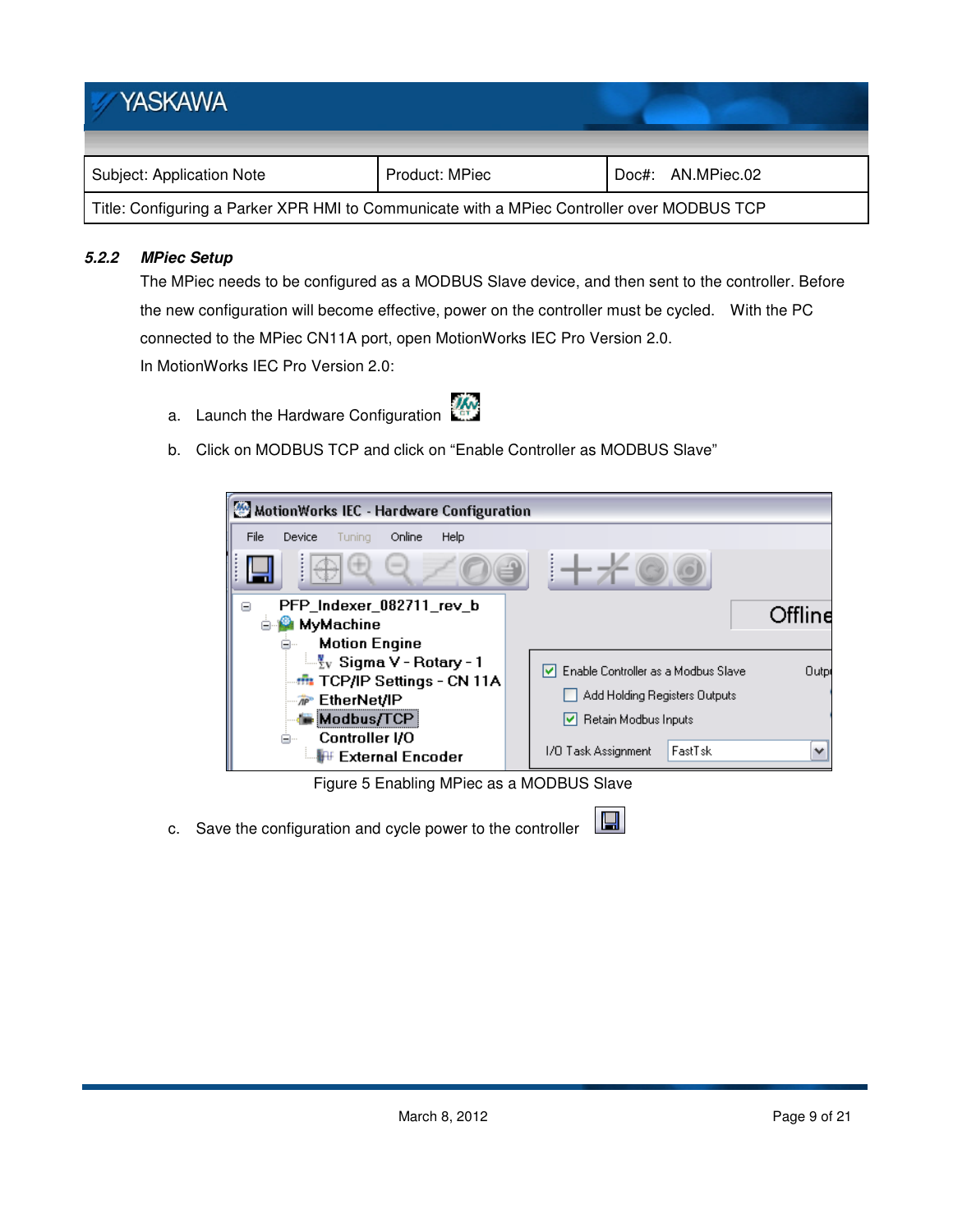#### 5.2.2 MPiec Setup

The MPiec needs to be configured as a MODBUS Slave device, and then sent to the controller. Before the new configuration will become effective, power on the controller must be cycled. With the PC connected to the MPiec CN11A port, open MotionWorks IEC Pro Version 2.0.

In MotionWorks IEC Pro Version 2.0:

a. Launch the Hardware Configuration

b. Click on MODBUS TCP and click on "Enable Controller as MODBUS Slave"

Figure 5 Enabling MPiec as a MODBUS Slave

c. Save the configuration and cycle power to the controller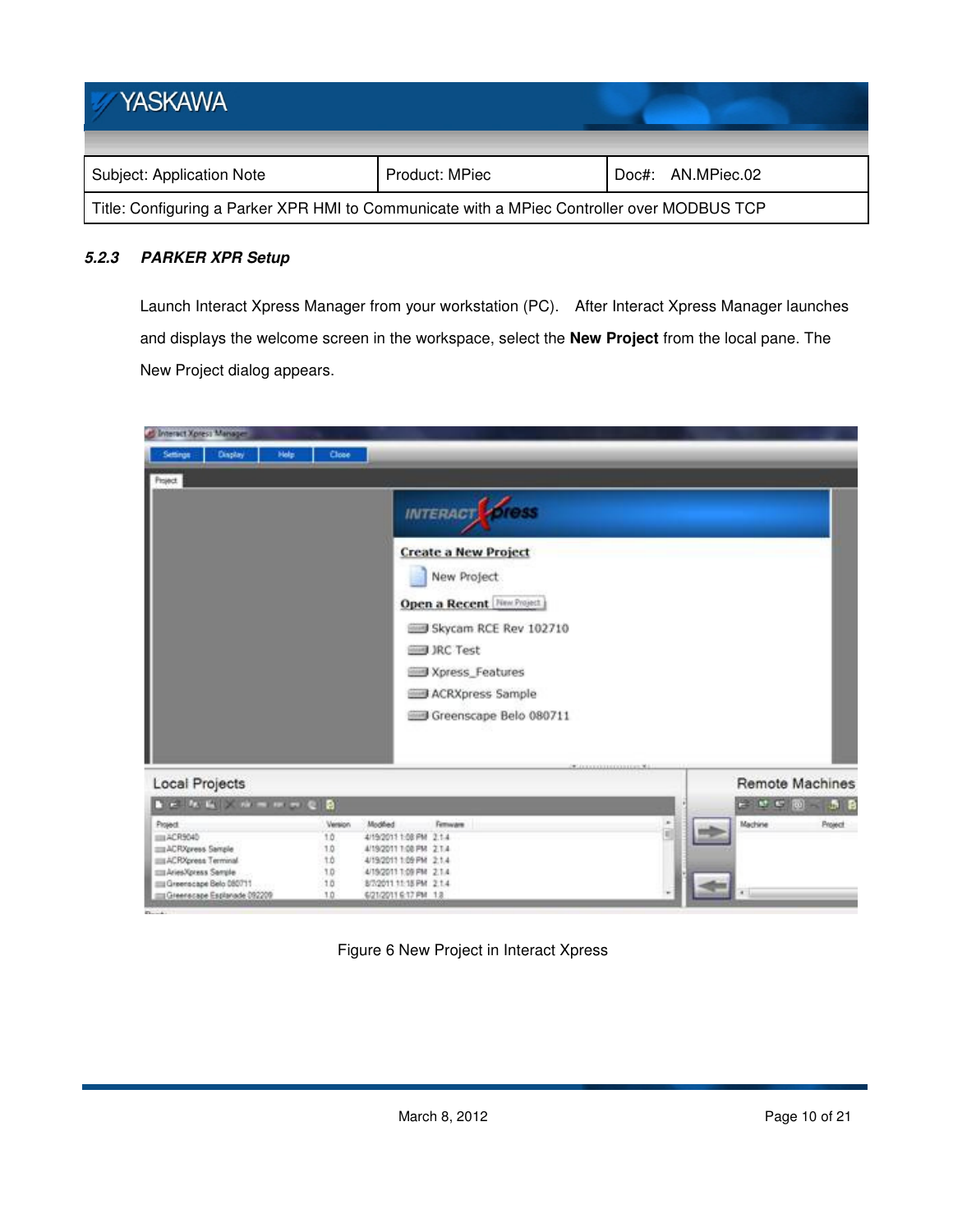### 5.2.3 PARKER XPR Setup

Launch Interact Xpress Manager from your workstation (PC). After Interact Xpress Manager launches and displays the welcome screen in the workspace, select the **New Project** from the local pane. The New Project dialog appears.

Figure 6 New Project in Interact Xpress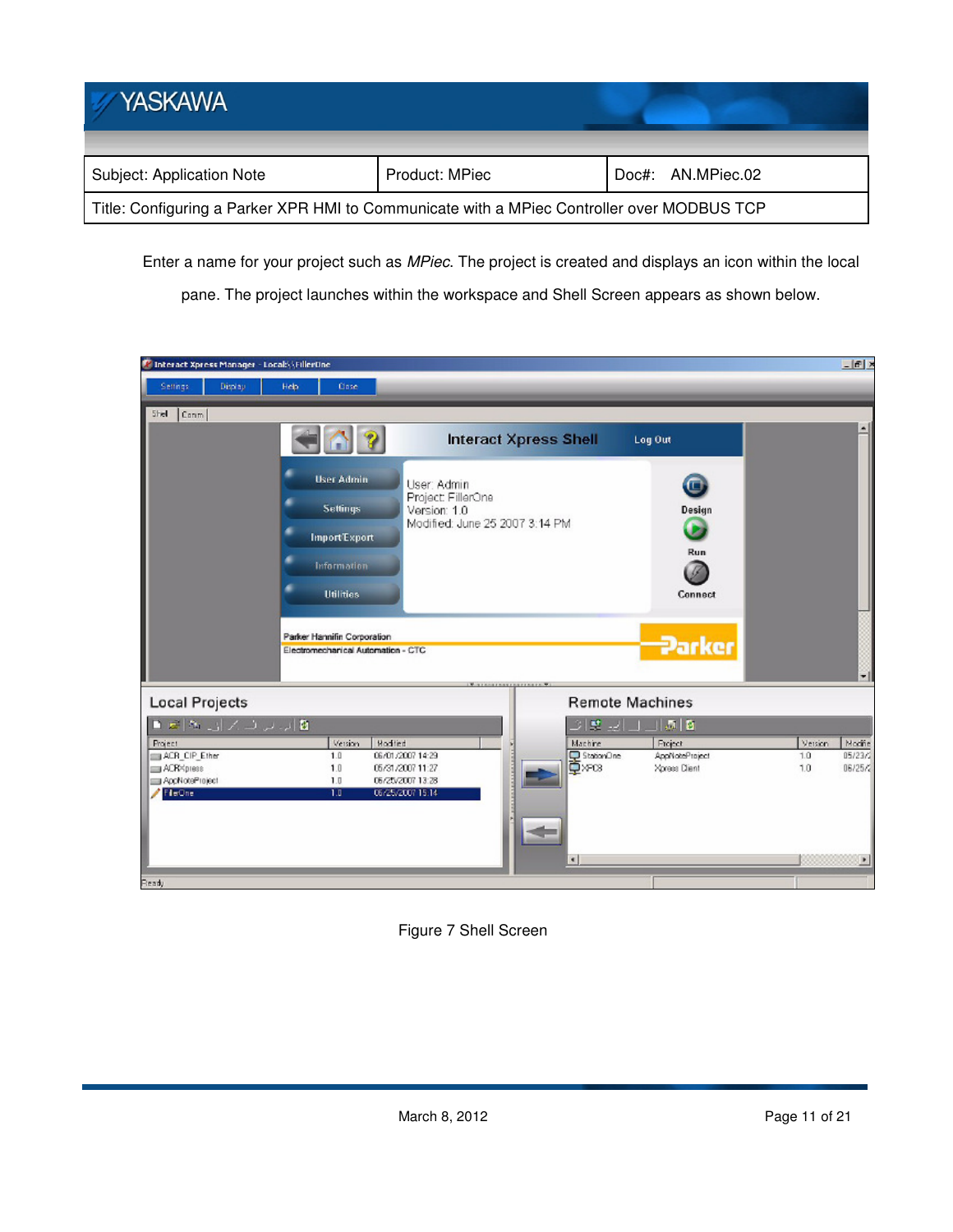Enter a name for your project such as *MPiec*. The project is created and displays an icon within the local pane. The project launches within the workspace and Shell Screen appears as shown below.

Figure 7 Shell Screen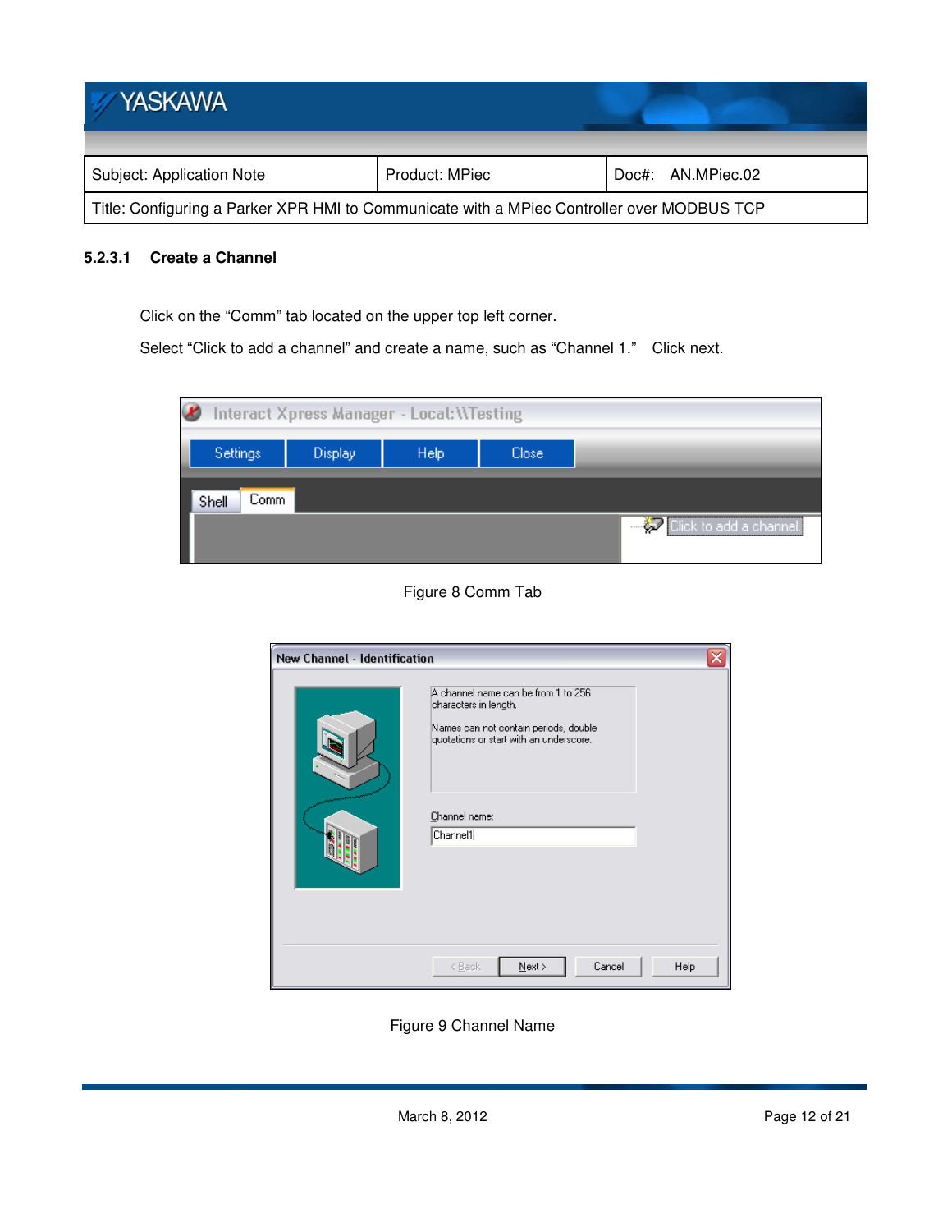### 5.2.3.1 Create a Channel

Click on the "Comm" tab located on the upper top left corner.

Select "Click to add a channel" and create a name, such as "Channel 1." Click next.

Figure 8 Comm Tab

Figure 9 Channel Name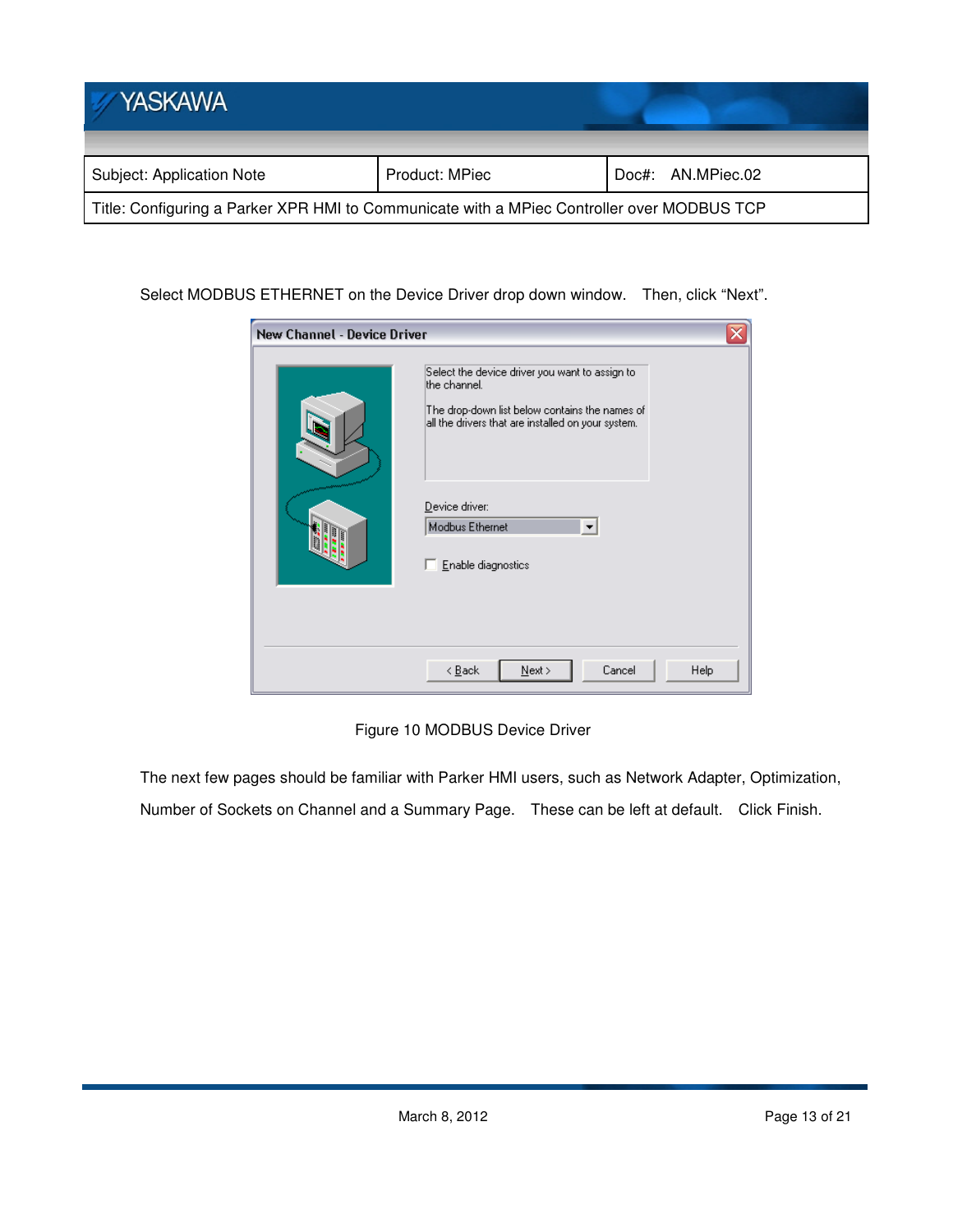Select MODBUS ETHERNET on the Device Driver drop down window. Then, click "Next".

Figure 10 MODBUS Device Driver

The next few pages should be familiar with Parker HMI users, such as Network Adapter, Optimization, Number of Sockets on Channel and a Summary Page. These can be left at default. Click Finish.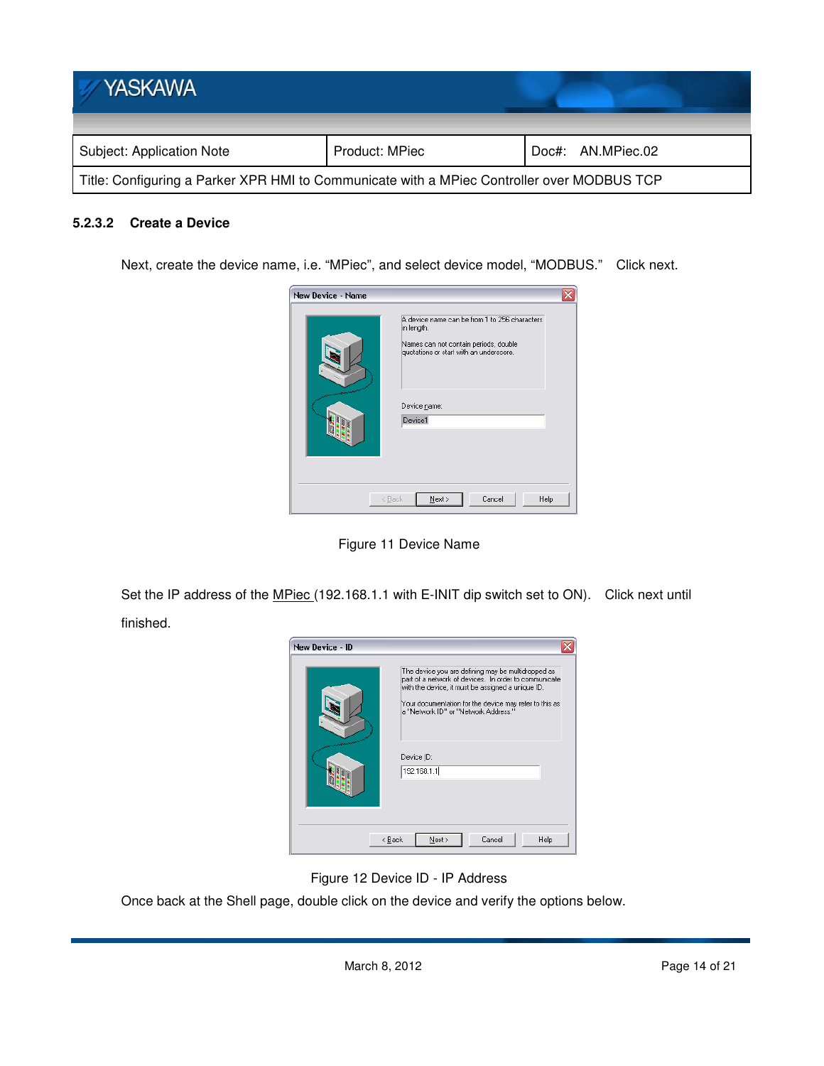### 5.2.3.2 Create a Device

Next, create the device name, i.e. "MPiec", and select device model, "MODBUS." Click next.

Figure 11 Device Name

Set the IP address of the MPiec (192.168.1.1 with E-INIT dip switch set to ON). Click next until finished.

Figure 12 Device ID - IP Address

Once back at the Shell page, double click on the device and verify the options below.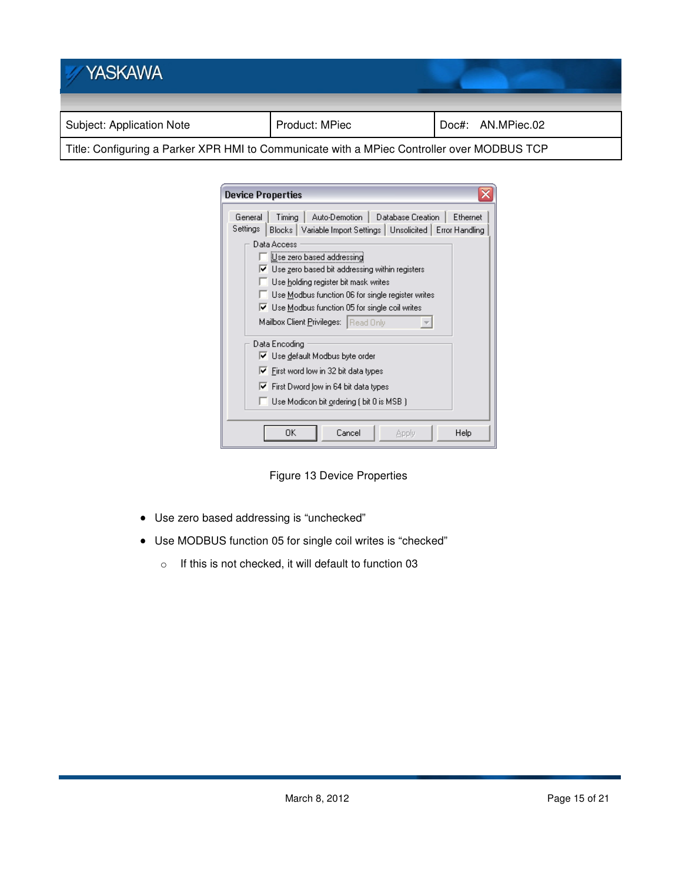Figure 13 Device Properties

- Use zero based addressing is "unchecked"
- Use MODBUS function 05 for single coil writes is "checked"
  - If this is not checked, it will default to function 03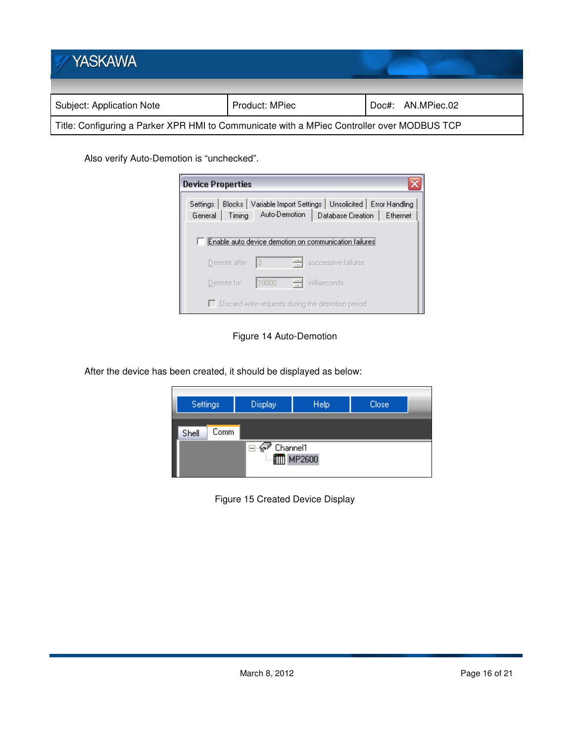Also verify Auto-Demotion is "unchecked".

Figure 14 Auto-Demotion

After the device has been created, it should be displayed as below:

Figure 15 Created Device Display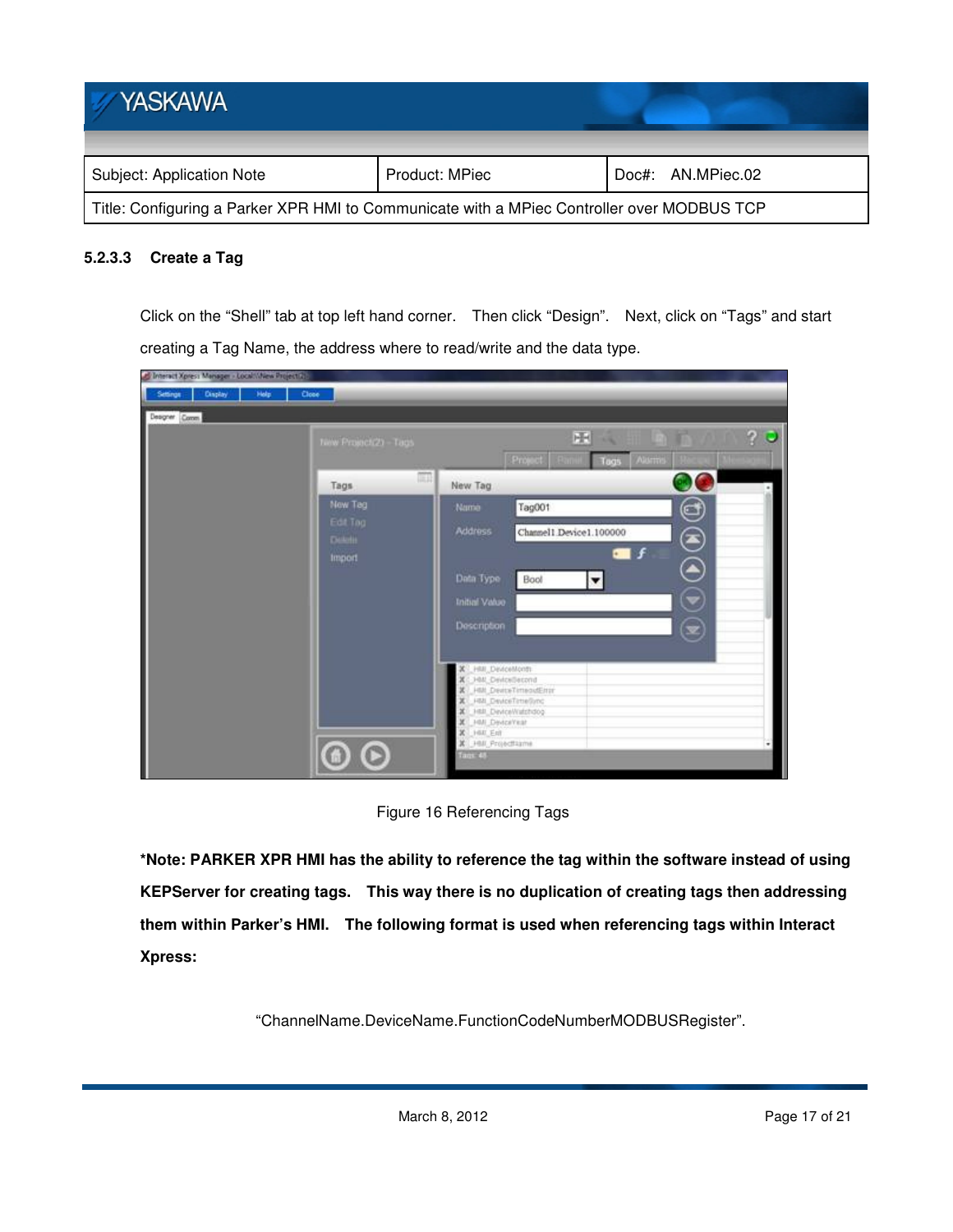#### 5.2.3.3 Create a Tag

Click on the “Shell” tab at top left hand corner. Then click “Design”. Next, click on “Tags” and start creating a Tag Name, the address where to read/write and the data type.

Figure 16 Referencing Tags

**\*Note: PARKER XPR HMI has the ability to reference the tag within the software instead of using KEPServer for creating tags. This way there is no duplication of creating tags then addressing them within Parker’s HMI. The following format is used when referencing tags within Interact Xpress:**

“ChannelName.DeviceName.FunctionCodeNumberMODBUSRegister”.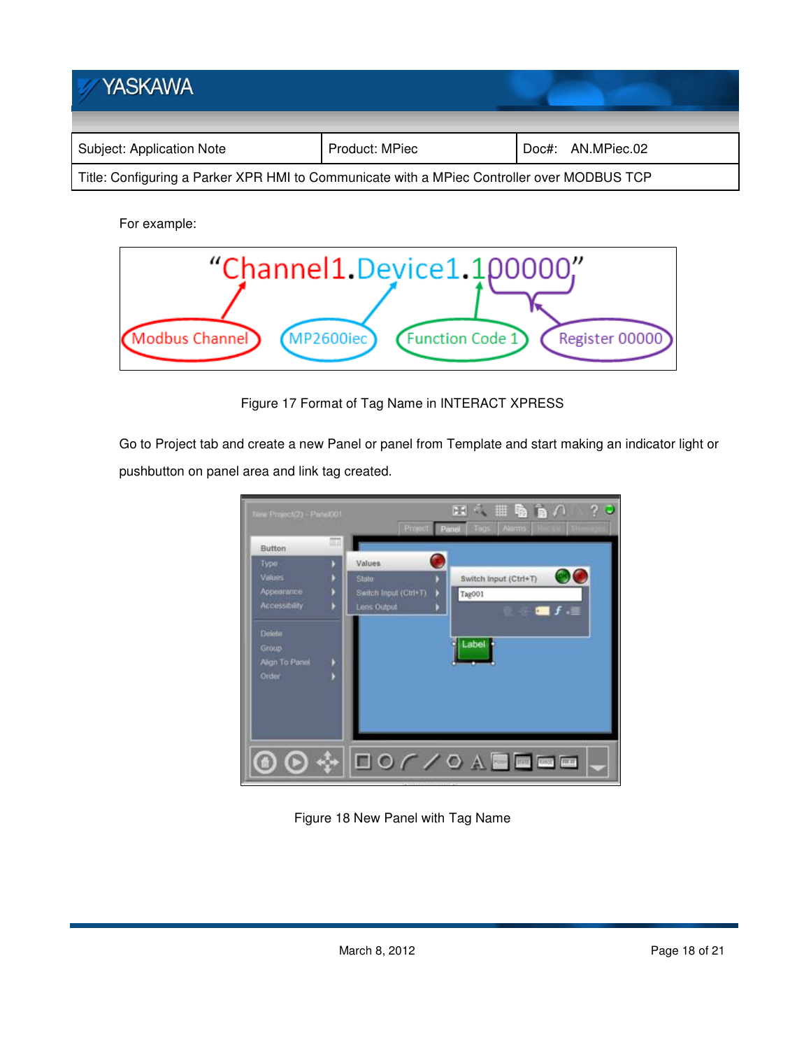For example:

Figure 17 Format of Tag Name in INTERACT XPRESS

Go to Project tab and create a new Panel or panel from Template and start making an indicator light or pushbutton on panel area and link tag created.

Figure 18 New Panel with Tag Name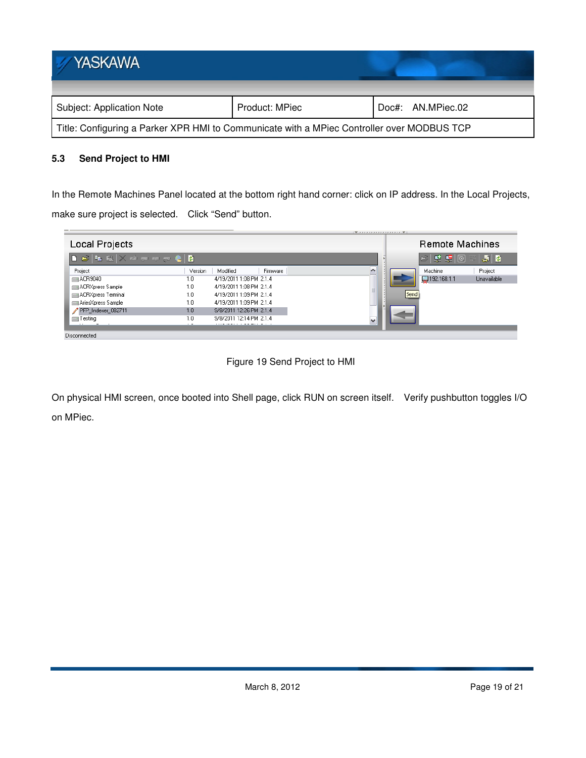### 5.3 Send Project to HMI

In the Remote Machines Panel located at the bottom right hand corner: click on IP address. In the Local Projects, make sure project is selected. Click "Send" button.

Figure 19 Send Project to HMI

On physical HMI screen, once booted into Shell page, click RUN on screen itself. Verify pushbutton toggles I/O on MPiec.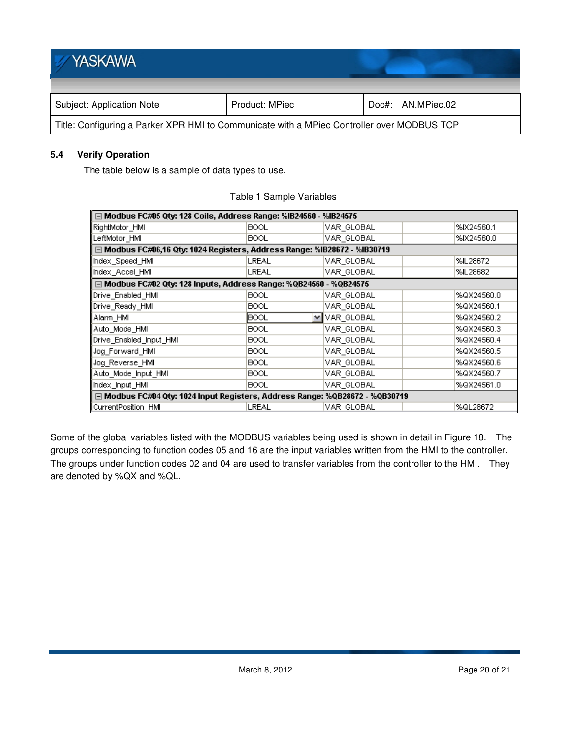### 5.4 Verify Operation

The table below is a sample of data types to use.

Table 1 Sample Variables

| ⊟ Modbus FC#05 Qty: 128 Coils, Address Range: %IB24560 - %IB24575 | | | | |
|---|---|---|---|---|
| RightMotor_HMI | BOOL | VAR_GLOBAL | | %IX24560.1 |
| LeftMotor_HMI | BOOL | VAR_GLOBAL | | %IX24560.0 |
| **⊟ Modbus FC#06,16 Qty: 1024 Registers, Address Range: %IB28672 - %IB30719** | | | | |
| Index_Speed_HMI | LREAL | VAR_GLOBAL | | %IL28672 |
| Index_Accel_HMI | LREAL | VAR_GLOBAL | | %IL28682 |
| **⊟ Modbus FC#02 Qty: 128 Inputs, Address Range: %QB24560 - %QB24575** | | | | |
| Drive_Enabled_HMI | BOOL | VAR_GLOBAL | | %QX24560.0 |
| Drive_Ready_HMI | BOOL | VAR_GLOBAL | | %QX24560.1 |
| Alarm_HMI | BOOL | VAR_GLOBAL | | %QX24560.2 |
| Auto_Mode_HMI | BOOL | VAR_GLOBAL | | %QX24560.3 |
| Drive_Enabled_Input_HMI | BOOL | VAR_GLOBAL | | %QX24560.4 |
| Jog_Forward_HMI | BOOL | VAR_GLOBAL | | %QX24560.5 |
| Jog_Reverse_HMI | BOOL | VAR_GLOBAL | | %QX24560.6 |
| Auto_Mode_Input_HMI | BOOL | VAR_GLOBAL | | %QX24560.7 |
| Index_Input_HMI | BOOL | VAR_GLOBAL | | %QX24561.0 |
| **⊟ Modbus FC#04 Qty: 1024 Input Registers, Address Range: %QB28672 - %QB30719** | | | | |
| CurrentPosition_HMI | LREAL | VAR_GLOBAL | | %QL28672 |

Some of the global variables listed with the MODBUS variables being used is shown in detail in Figure 18. The groups corresponding to function codes 05 and 16 are the input variables written from the HMI to the controller. The groups under function codes 02 and 04 are used to transfer variables from the controller to the HMI. They are denoted by %QX and %QL.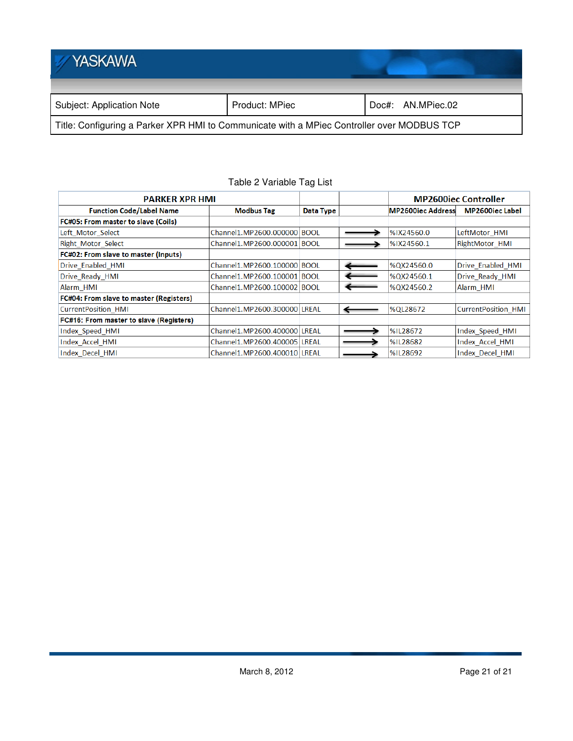Table 2 Variable Tag List

| PARKER XPR HMI | | | | MP2600iec Controller | |
|---|---|---|---|---|---|
| **Function Code/Label Name** | **Modbus Tag** | **Data Type** | | **MP2600iec Address** | **MP2600iec Label** |
| **FC#05: From master to slave (Coils)** | | | | | |
| Left_Motor_Select | Channel1.MP2600.000000 | BOOL | → | %IX24560.0 | LeftMotor_HMI |
| Right_Motor_Select | Channel1.MP2600.000001 | BOOL | → | %IX24560.1 | RightMotor_HMI |
| **FC#02: From slave to master (Inputs)** | | | | | |
| Drive_Enabled_HMI | Channel1.MP2600.100000 | BOOL | ← | %QX24560.0 | Drive_Enabled_HMI |
| Drive_Ready_HMI | Channel1.MP2600.100001 | BOOL | ← | %QX24560.1 | Drive_Ready_HMI |
| Alarm_HMI | Channel1.MP2600.100002 | BOOL | ← | %QX24560.2 | Alarm_HMI |
| **FC#04: From slave to master (Registers)** | | | | | |
| CurrentPosition_HMI | Channel1.MP2600.300000 | LREAL | ← | %QL28672 | CurrentPosition_HMI |
| **FC#16: From master to slave (Registers)** | | | | | |
| Index_Speed_HMI | Channel1.MP2600.400000 | LREAL | → | %IL28672 | Index_Speed_HMI |
| Index_Accel_HMI | Channel1.MP2600.400005 | LREAL | → | %IL28682 | Index_Accel_HMI |
| Index_Decel_HMI | Channel1.MP2600.400010 | LREAL | → | %IL28692 | Index_Decel_HMI |